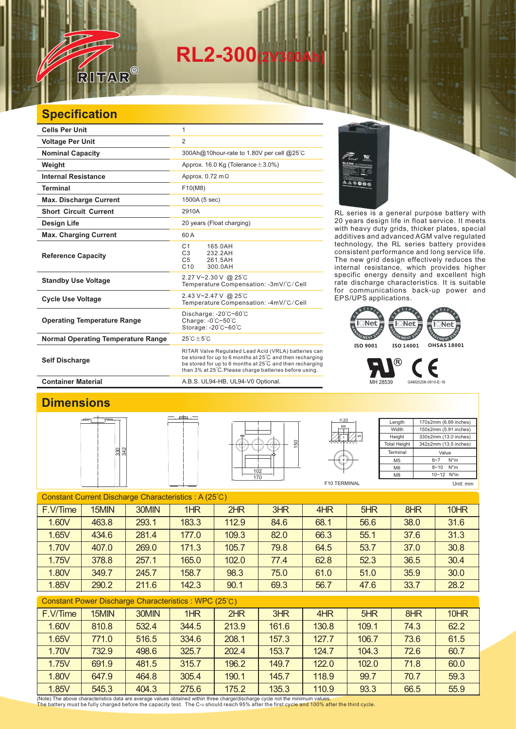# RL2-300(2V300Ah)

## Specification

| | |
|---|---|
| **Cells Per Unit** | 1 |
| **Voltage Per Unit** | 2 |
| **Nominal Capacity** | 300Ah@10hour-rate to 1.80V per cell @25℃ |
| **Weight** | Approx. 16.0 Kg (Tolerance±3.0%) |
| **Internal Resistance** | Approx. 0.72 mΩ |
| **Terminal** | F10(M8) |
| **Max. Discharge Current** | 1500A (5 sec) |
| **Short Circuit Current** | 2910A |
| **Design Life** | 20 years (Float charging) |
| **Max. Charging Current** | 60 A |
| **Reference Capacity** | C1 165.0AH<br>C3 232.2AH<br>C5 261.5AH<br>C10 300.0AH |
| **Standby Use Voltage** | 2.27 V~2.30 V @ 25℃<br>Temperature Compensation: -3mV/℃/Cell |
| **Cycle Use Voltage** | 2.43 V~2.47 V @ 25℃<br>Temperature Compensation: -4mV/℃/Cell |
| **Operating Temperature Range** | Discharge: -20℃~60℃<br>Charge: -0℃~50℃<br>Storage: -20℃~60℃ |
| **Normal Operating Temperature Range** | 25℃±5℃ |
| **Self Discharge** | RITAR Valve Regulated Lead Acid (VRLA) batteries can be stored for up to 6 months at 25℃ and then recharging be stored for up to 6 months at 25℃ and then recharging than 3% at 25℃.Please charge batteries before using. |
| **Container Material** | A.B.S. UL94-HB, UL94-V0 Optional. |

RL series is a general purpose battery with 20 years design life in float service. It meets with heavy duty grids, thicker plates, special additives and advanced AGM valve regulated technology, the RL series battery provides consistent performance and long service life. The new grid design effectively reduces the internal resistance, which provides higher specific energy density and excellent high rate discharge characteristics. It is suitable for communications back-up power and EPS/UPS applications.

ISO 9001 ISO 14001 OHSAS 18001

MH 28539 G4M20206-0910-E-16

## Dimensions

| Length | 170±2mm (6.69 inches) |
|---|---|
| Width | 150±2mm (5.91 inches) |
| Height | 330±2mm (13.0 inches) |
| Total Height | 342±2mm (13.5 inches) |

| Terminal | Value |
|---|---|
| M5 | 6~7 N*m |
| M6 | 8~10 N*m |
| M8 | 10~12 N*m |

F10 TERMINAL

Unit: mm

### Constant Current Discharge Characteristics : A (25℃)

| F.V/Time | 15MIN | 30MIN | 1HR | 2HR | 3HR | 4HR | 5HR | 8HR | 10HR |
|---|---|---|---|---|---|---|---|---|---|
| 1.60V | 463.8 | 293.1 | 183.3 | 112.9 | 84.6 | 68.1 | 56.6 | 38.0 | 31.6 |
| 1.65V | 434.6 | 281.4 | 177.0 | 109.3 | 82.0 | 66.3 | 55.1 | 37.6 | 31.3 |
| 1.70V | 407.0 | 269.0 | 171.3 | 105.7 | 79.8 | 64.5 | 53.7 | 37.0 | 30.8 |
| 1.75V | 378.8 | 257.1 | 165.0 | 102.0 | 77.4 | 62.8 | 52.3 | 36.5 | 30.4 |
| 1.80V | 349.7 | 245.7 | 158.7 | 98.3 | 75.0 | 61.0 | 51.0 | 35.9 | 30.0 |
| 1.85V | 290.2 | 211.6 | 142.3 | 90.1 | 69.3 | 56.7 | 47.6 | 33.7 | 28.2 |

### Constant Power Discharge Characteristics : WPC (25℃)

| F.V/Time | 15MIN | 30MIN | 1HR | 2HR | 3HR | 4HR | 5HR | 8HR | 10HR |
|---|---|---|---|---|---|---|---|---|---|
| 1.60V | 810.8 | 532.4 | 344.5 | 213.9 | 161.6 | 130.8 | 109.1 | 74.3 | 62.2 |
| 1.65V | 771.0 | 516.5 | 334.6 | 208.1 | 157.3 | 127.7 | 106.7 | 73.6 | 61.5 |
| 1.70V | 732.9 | 498.6 | 325.7 | 202.4 | 153.7 | 124.7 | 104.3 | 72.6 | 60.7 |
| 1.75V | 691.9 | 481.5 | 315.7 | 196.2 | 149.7 | 122.0 | 102.0 | 71.8 | 60.0 |
| 1.80V | 647.9 | 464.8 | 305.4 | 190.1 | 145.7 | 118.9 | 99.7 | 70.7 | 59.3 |
| 1.85V | 545.3 | 404.3 | 275.6 | 175.2 | 135.3 | 110.9 | 93.3 | 66.5 | 55.9 |

(Note) The above characteristics data are average values obtained within three charge/discharge cycle not the minimum values.
The battery must be fully charged before the capacity test. The $C_{10}$ should reach 95% after the first cycle and 100% after the third cycle.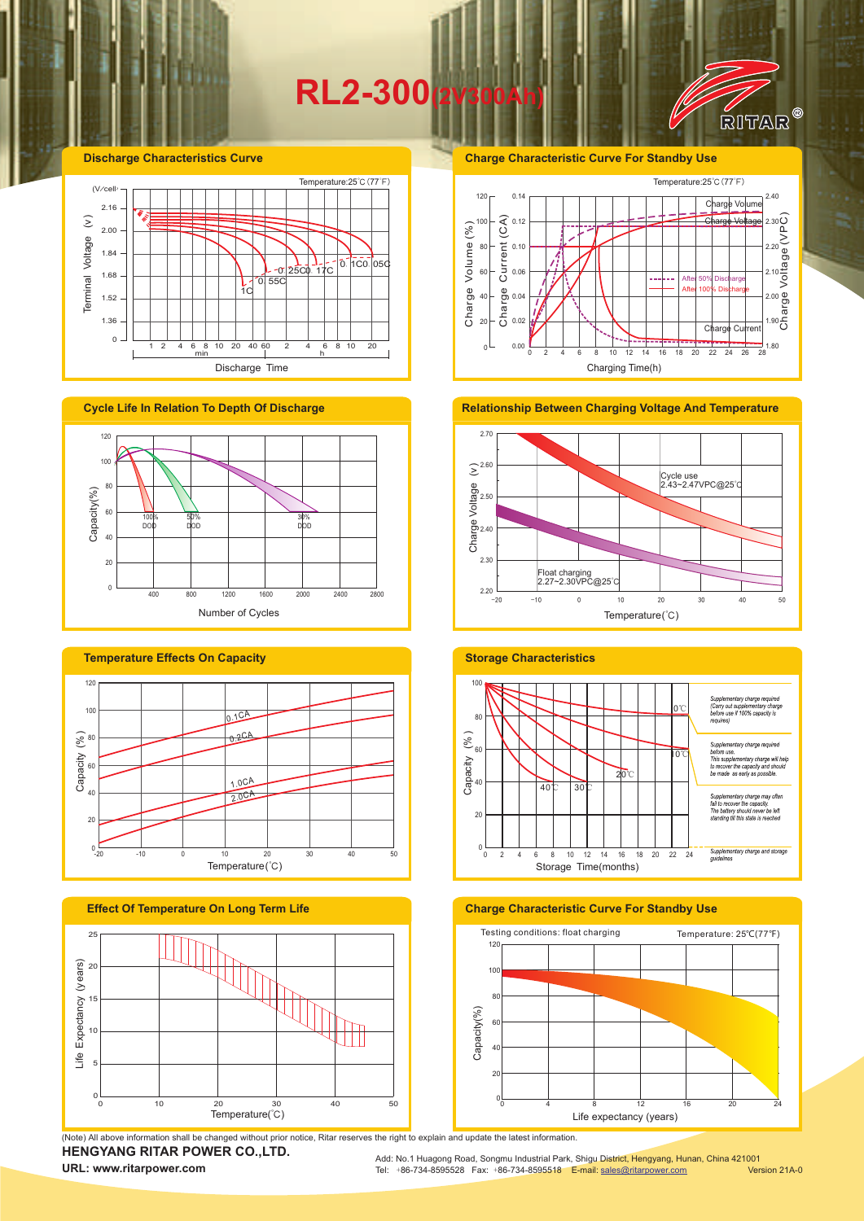# RL2-300(2V300Ah)

RITAR®

## Discharge Characteristics Curve

Temperature:25°C (77°F)

(V/cell)

Terminal Voltage (v)

2.16
2.00
1.84
1.68
1.52
1.36
0

1C
0.55C
0.25C
0.17C
0.1C
0.05C

1 2 4 6 8 10 20 40 60 2 4 6 8 10 20

min h

Discharge Time

## Charge Characteristic Curve For Standby Use

Temperature:25°C (77°F)

Charge Volume (%)
Charge Current (CA)
Charge Voltage (VPC)

120 0.14 2.40
100 0.12 2.30
80 0.10 2.20
60 0.08 2.10
40 0.06 2.00
20 0.04 1.90
0 0.02 1.80
0.00

Charge Volume
Charge Voltage
After 50% Discharge
After 100% Discharge
Charge Current

0 2 4 6 8 10 12 14 16 18 20 22 24 26 28

Charging Time(h)

## Cycle Life In Relation To Depth Of Discharge

Capacity(%)

120 100 80 60 40 20 0

100% DOD
50% DOD
30% DOD

400 800 1200 1600 2000 2400 2800

Number of Cycles

## Relationship Between Charging Voltage And Temperature

Charge Voltage (v)

2.70 2.60 2.50 2.40 2.30 2.20

Cycle use
2.43~2.47VPC@25°C

Float charging
2.27~2.30VPC@25°C

−20 −10 0 10 20 30 40 50

Temperature(°C)

## Temperature Effects On Capacity

Capacity (%)

120 100 80 60 40 20 0

0.1CA
0.2CA
1.0CA
2.0CA

-20 -10 0 10 20 30 40 50

Temperature(°C)

## Storage Characteristics

Capacity (%)

100 80 60 40 20 0

0°C
10°C
20°C
30°C
40°C

0 2 4 6 8 10 12 14 16 18 20 22 24

Storage Time(months)

Supplementary charge required (Carry out supplementary charge before use if 100% capacity is requires)

Supplementary charge required before use. This supplementary charge will help to recover the capacity and should be made as early as possible.

Supplementary charge may often fail to recover the capacity. The battery should never be left standing till this state is reached

Supplementary charge and storage guidelines

## Effect Of Temperature On Long Term Life

Life Expectancy (years)

25 20 15 10 5 0

0 10 20 30 40 50

Temperature(°C)

## Charge Characteristic Curve For Standby Use

Testing conditions: float charging

Temperature: 25°C(77°F)

Capacity(%)

120 100 80 60 40 20 0

0 4 8 12 16 20 24

Life expectancy (years)

(Note) All above information shall be changed without prior notice, Ritar reserves the right to explain and update the latest information.

**HENGYANG RITAR POWER CO.,LTD.**

**URL: www.ritarpower.com**

Add: No.1 Huagong Road, Songmu Industrial Park, Shigu District, Hengyang, Hunan, China 421001
Tel: +86-734-8595528 Fax: +86-734-8595518 E-mail: sales@ritarpower.com

Version 21A-0